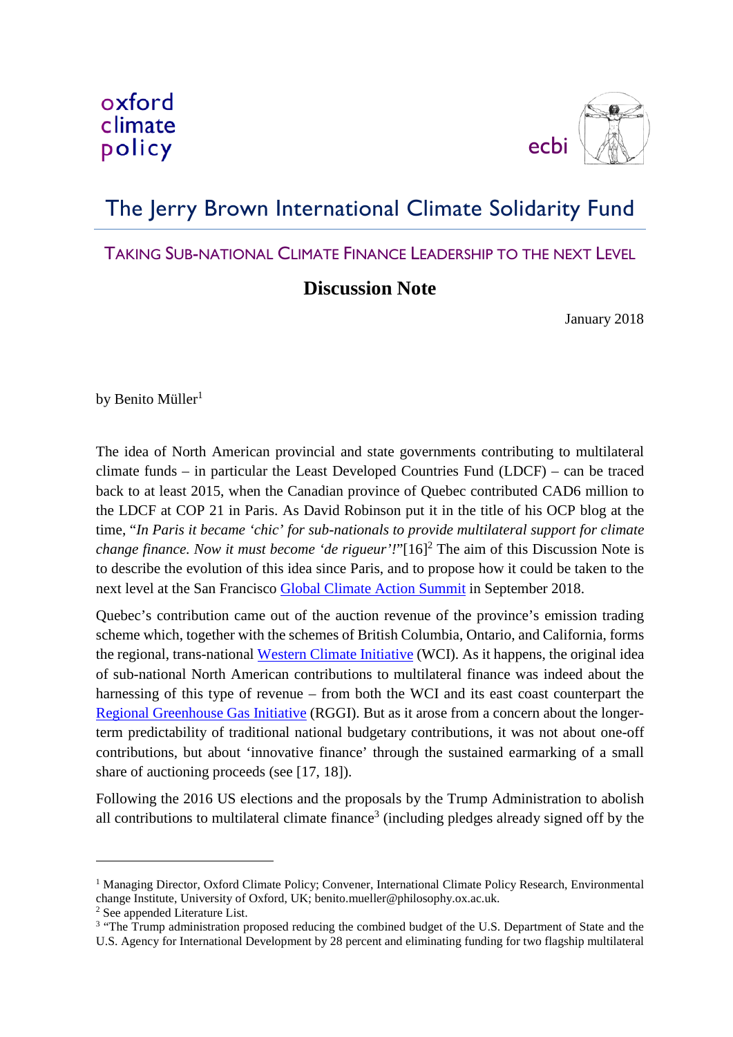oxford climate policy

ecbi

# The Jerry Brown International Climate Solidarity Fund

## TAKING SUB-NATIONAL CLIMATE FINANCE LEADERSHIP TO THE NEXT LEVEL

### Discussion Note

January 2018

by Benito Müller[1]

The idea of North American provincial and state governments contributing to multilateral climate funds – in particular the Least Developed Countries Fund (LDCF) – can be traced back to at least 2015, when the Canadian province of Quebec contributed CAD6 million to the LDCF at COP 21 in Paris. As David Robinson put it in the title of his OCP blog at the time, "*In Paris it became 'chic' for sub-nationals to provide multilateral support for climate change finance. Now it must become 'de rigueur'!*"[16][2] The aim of this Discussion Note is to describe the evolution of this idea since Paris, and to propose how it could be taken to the next level at the San Francisco Global Climate Action Summit in September 2018.

Quebec's contribution came out of the auction revenue of the province's emission trading scheme which, together with the schemes of British Columbia, Ontario, and California, forms the regional, trans-national Western Climate Initiative (WCI). As it happens, the original idea of sub-national North American contributions to multilateral finance was indeed about the harnessing of this type of revenue – from both the WCI and its east coast counterpart the Regional Greenhouse Gas Initiative (RGGI). But as it arose from a concern about the longer-term predictability of traditional national budgetary contributions, it was not about one-off contributions, but about 'innovative finance' through the sustained earmarking of a small share of auctioning proceeds (see [17, 18]).

Following the 2016 US elections and the proposals by the Trump Administration to abolish all contributions to multilateral climate finance[3] (including pledges already signed off by the

---

[1] Managing Director, Oxford Climate Policy; Convener, International Climate Policy Research, Environmental change Institute, University of Oxford, UK; benito.mueller@philosophy.ox.ac.uk.

[2] See appended Literature List.

[3] "The Trump administration proposed reducing the combined budget of the U.S. Department of State and the U.S. Agency for International Development by 28 percent and eliminating funding for two flagship multilateral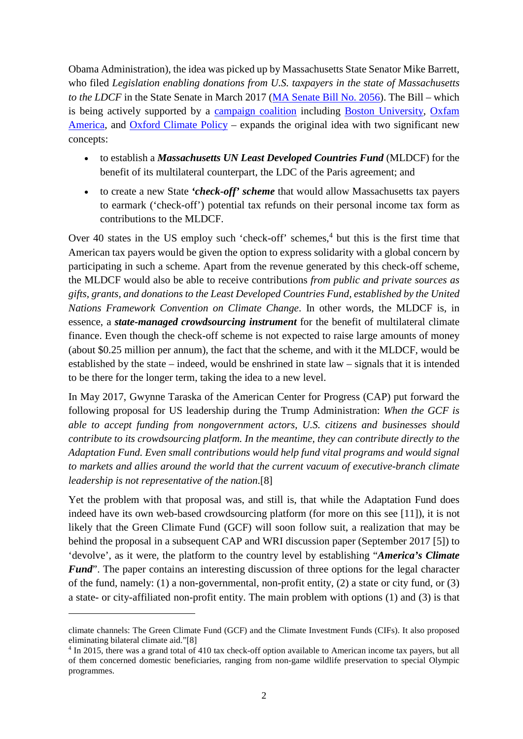Obama Administration), the idea was picked up by Massachusetts State Senator Mike Barrett, who filed *Legislation enabling donations from U.S. taxpayers in the state of Massachusetts to the LDCF* in the State Senate in March 2017 (MA Senate Bill No. 2056). The Bill – which is being actively supported by a campaign coalition including Boston University, Oxfam America, and Oxford Climate Policy – expands the original idea with two significant new concepts:

- to establish a ***Massachusetts UN Least Developed Countries Fund*** (MLDCF) for the benefit of its multilateral counterpart, the LDC of the Paris agreement; and
- to create a new State ***'check-off' scheme*** that would allow Massachusetts tax payers to earmark ('check-off') potential tax refunds on their personal income tax form as contributions to the MLDCF.

Over 40 states in the US employ such 'check-off' schemes,[4] but this is the first time that American tax payers would be given the option to express solidarity with a global concern by participating in such a scheme. Apart from the revenue generated by this check-off scheme, the MLDCF would also be able to receive contributions *from public and private sources as gifts, grants, and donations to the Least Developed Countries Fund, established by the United Nations Framework Convention on Climate Change*. In other words, the MLDCF is, in essence, a ***state-managed crowdsourcing instrument*** for the benefit of multilateral climate finance. Even though the check-off scheme is not expected to raise large amounts of money (about $0.25 million per annum), the fact that the scheme, and with it the MLDCF, would be established by the state – indeed, would be enshrined in state law – signals that it is intended to be there for the longer term, taking the idea to a new level.

In May 2017, Gwynne Taraska of the American Center for Progress (CAP) put forward the following proposal for US leadership during the Trump Administration: *When the GCF is able to accept funding from nongovernment actors, U.S. citizens and businesses should contribute to its crowdsourcing platform. In the meantime, they can contribute directly to the Adaptation Fund. Even small contributions would help fund vital programs and would signal to markets and allies around the world that the current vacuum of executive-branch climate leadership is not representative of the nation*.[8]

Yet the problem with that proposal was, and still is, that while the Adaptation Fund does indeed have its own web-based crowdsourcing platform (for more on this see [11]), it is not likely that the Green Climate Fund (GCF) will soon follow suit, a realization that may be behind the proposal in a subsequent CAP and WRI discussion paper (September 2017 [5]) to 'devolve', as it were, the platform to the country level by establishing "***America's Climate Fund***". The paper contains an interesting discussion of three options for the legal character of the fund, namely: (1) a non-governmental, non-profit entity, (2) a state or city fund, or (3) a state- or city-affiliated non-profit entity. The main problem with options (1) and (3) is that

---

climate channels: The Green Climate Fund (GCF) and the Climate Investment Funds (CIFs). It also proposed eliminating bilateral climate aid."[8]

[4] In 2015, there was a grand total of 410 tax check-off option available to American income tax payers, but all of them concerned domestic beneficiaries, ranging from non-game wildlife preservation to special Olympic programmes.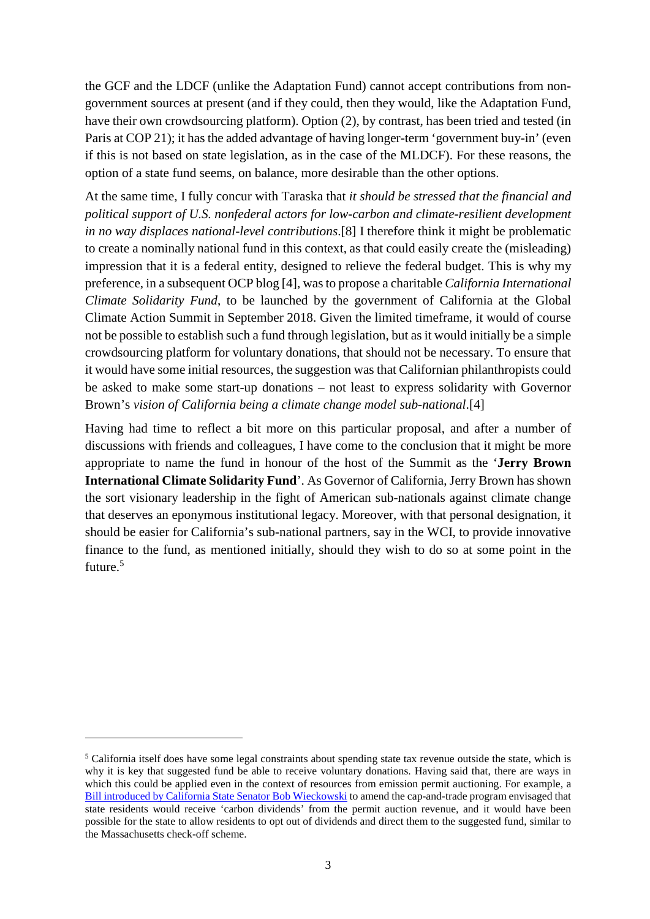the GCF and the LDCF (unlike the Adaptation Fund) cannot accept contributions from non-government sources at present (and if they could, then they would, like the Adaptation Fund, have their own crowdsourcing platform). Option (2), by contrast, has been tried and tested (in Paris at COP 21); it has the added advantage of having longer-term 'government buy-in' (even if this is not based on state legislation, as in the case of the MLDCF). For these reasons, the option of a state fund seems, on balance, more desirable than the other options.

At the same time, I fully concur with Taraska that *it should be stressed that the financial and political support of U.S. nonfederal actors for low-carbon and climate-resilient development in no way displaces national-level contributions*.[8] I therefore think it might be problematic to create a nominally national fund in this context, as that could easily create the (misleading) impression that it is a federal entity, designed to relieve the federal budget. This is why my preference, in a subsequent OCP blog [4], was to propose a charitable *California International Climate Solidarity Fund*, to be launched by the government of California at the Global Climate Action Summit in September 2018. Given the limited timeframe, it would of course not be possible to establish such a fund through legislation, but as it would initially be a simple crowdsourcing platform for voluntary donations, that should not be necessary. To ensure that it would have some initial resources, the suggestion was that Californian philanthropists could be asked to make some start-up donations – not least to express solidarity with Governor Brown's *vision of California being a climate change model sub-national*.[4]

Having had time to reflect a bit more on this particular proposal, and after a number of discussions with friends and colleagues, I have come to the conclusion that it might be more appropriate to name the fund in honour of the host of the Summit as the '**Jerry Brown International Climate Solidarity Fund**'. As Governor of California, Jerry Brown has shown the sort visionary leadership in the fight of American sub-nationals against climate change that deserves an eponymous institutional legacy. Moreover, with that personal designation, it should be easier for California's sub-national partners, say in the WCI, to provide innovative finance to the fund, as mentioned initially, should they wish to do so at some point in the future.[5]

---

[5] California itself does have some legal constraints about spending state tax revenue outside the state, which is why it is key that suggested fund be able to receive voluntary donations. Having said that, there are ways in which this could be applied even in the context of resources from emission permit auctioning. For example, a Bill introduced by California State Senator Bob Wieckowski to amend the cap-and-trade program envisaged that state residents would receive 'carbon dividends' from the permit auction revenue, and it would have been possible for the state to allow residents to opt out of dividends and direct them to the suggested fund, similar to the Massachusetts check-off scheme.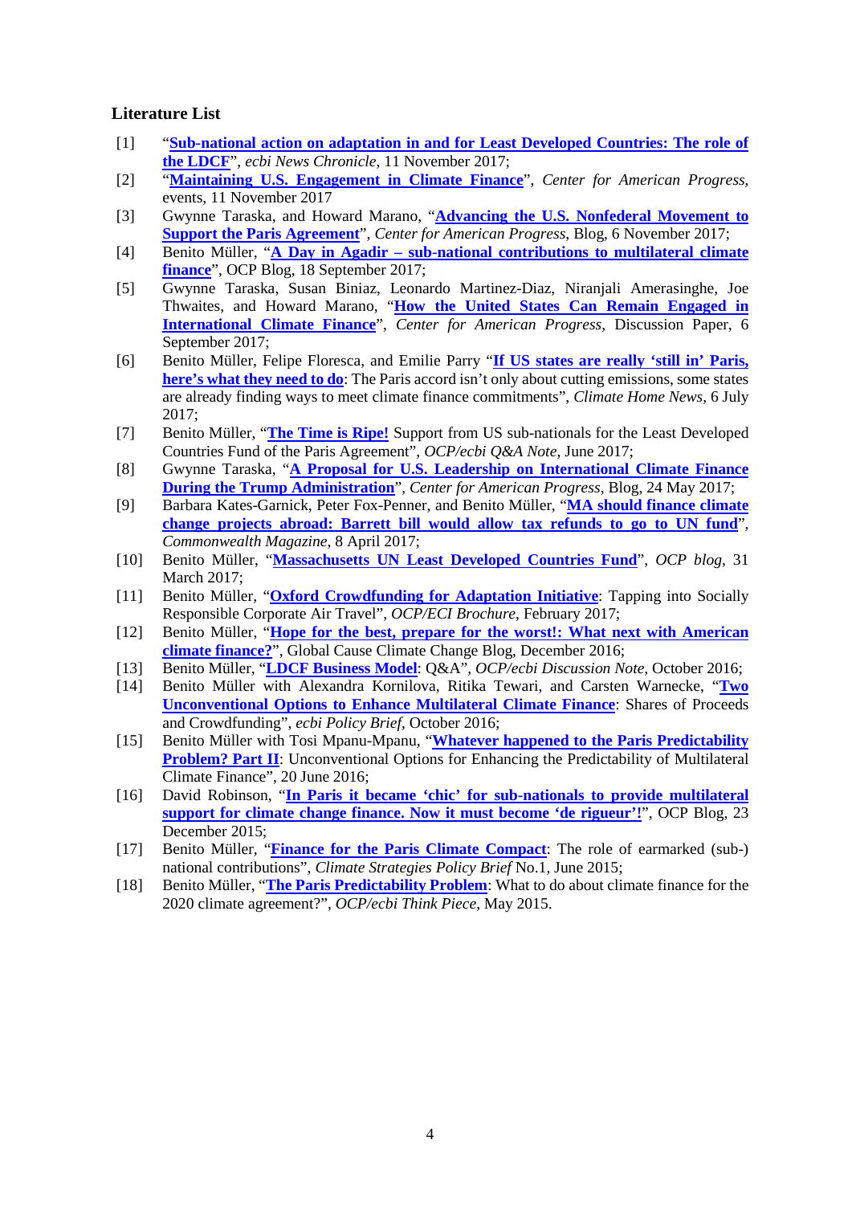### Literature List

[1] "**Sub-national action on adaptation in and for Least Developed Countries: The role of the LDCF**", *ecbi News Chronicle*, 11 November 2017;

[2] "**Maintaining U.S. Engagement in Climate Finance**", *Center for American Progress*, events, 11 November 2017

[3] Gwynne Taraska, and Howard Marano, "**Advancing the U.S. Nonfederal Movement to Support the Paris Agreement**", *Center for American Progress*, Blog, 6 November 2017;

[4] Benito Müller, "**A Day in Agadir – sub-national contributions to multilateral climate finance**", OCP Blog, 18 September 2017;

[5] Gwynne Taraska, Susan Biniaz, Leonardo Martinez-Diaz, Niranjali Amerasinghe, Joe Thwaites, and Howard Marano, "**How the United States Can Remain Engaged in International Climate Finance**", *Center for American Progress*, Discussion Paper, 6 September 2017;

[6] Benito Müller, Felipe Floresca, and Emilie Parry "**If US states are really 'still in' Paris, here's what they need to do**: The Paris accord isn't only about cutting emissions, some states are already finding ways to meet climate finance commitments", *Climate Home News*, 6 July 2017;

[7] Benito Müller, "**The Time is Ripe!** Support from US sub-nationals for the Least Developed Countries Fund of the Paris Agreement", *OCP/ecbi Q&A Note*, June 2017;

[8] Gwynne Taraska, "**A Proposal for U.S. Leadership on International Climate Finance During the Trump Administration**", *Center for American Progress*, Blog, 24 May 2017;

[9] Barbara Kates-Garnick, Peter Fox-Penner, and Benito Müller, "**MA should finance climate change projects abroad: Barrett bill would allow tax refunds to go to UN fund**", *Commonwealth Magazine*, 8 April 2017;

[10] Benito Müller, "**Massachusetts UN Least Developed Countries Fund**", *OCP blog*, 31 March 2017;

[11] Benito Müller, "**Oxford Crowdfunding for Adaptation Initiative**: Tapping into Socially Responsible Corporate Air Travel", *OCP/ECI Brochure*, February 2017;

[12] Benito Müller, "**Hope for the best, prepare for the worst!: What next with American climate finance?**", Global Cause Climate Change Blog, December 2016;

[13] Benito Müller, "**LDCF Business Model**: Q&A", *OCP/ecbi Discussion Note,* October 2016;

[14] Benito Müller with Alexandra Kornilova, Ritika Tewari, and Carsten Warnecke, "**Two Unconventional Options to Enhance Multilateral Climate Finance**: Shares of Proceeds and Crowdfunding", *ecbi Policy Brief*, October 2016;

[15] Benito Müller with Tosi Mpanu-Mpanu, "**Whatever happened to the Paris Predictability Problem? Part II**: Unconventional Options for Enhancing the Predictability of Multilateral Climate Finance", 20 June 2016;

[16] David Robinson, "**In Paris it became 'chic' for sub-nationals to provide multilateral support for climate change finance. Now it must become 'de rigueur'!**", OCP Blog, 23 December 2015;

[17] Benito Müller, "**Finance for the Paris Climate Compact**: The role of earmarked (sub-) national contributions", *Climate Strategies Policy Brief* No.1, June 2015;

[18] Benito Müller, "**The Paris Predictability Problem**: What to do about climate finance for the 2020 climate agreement?", *OCP/ecbi Think Piece*, May 2015.